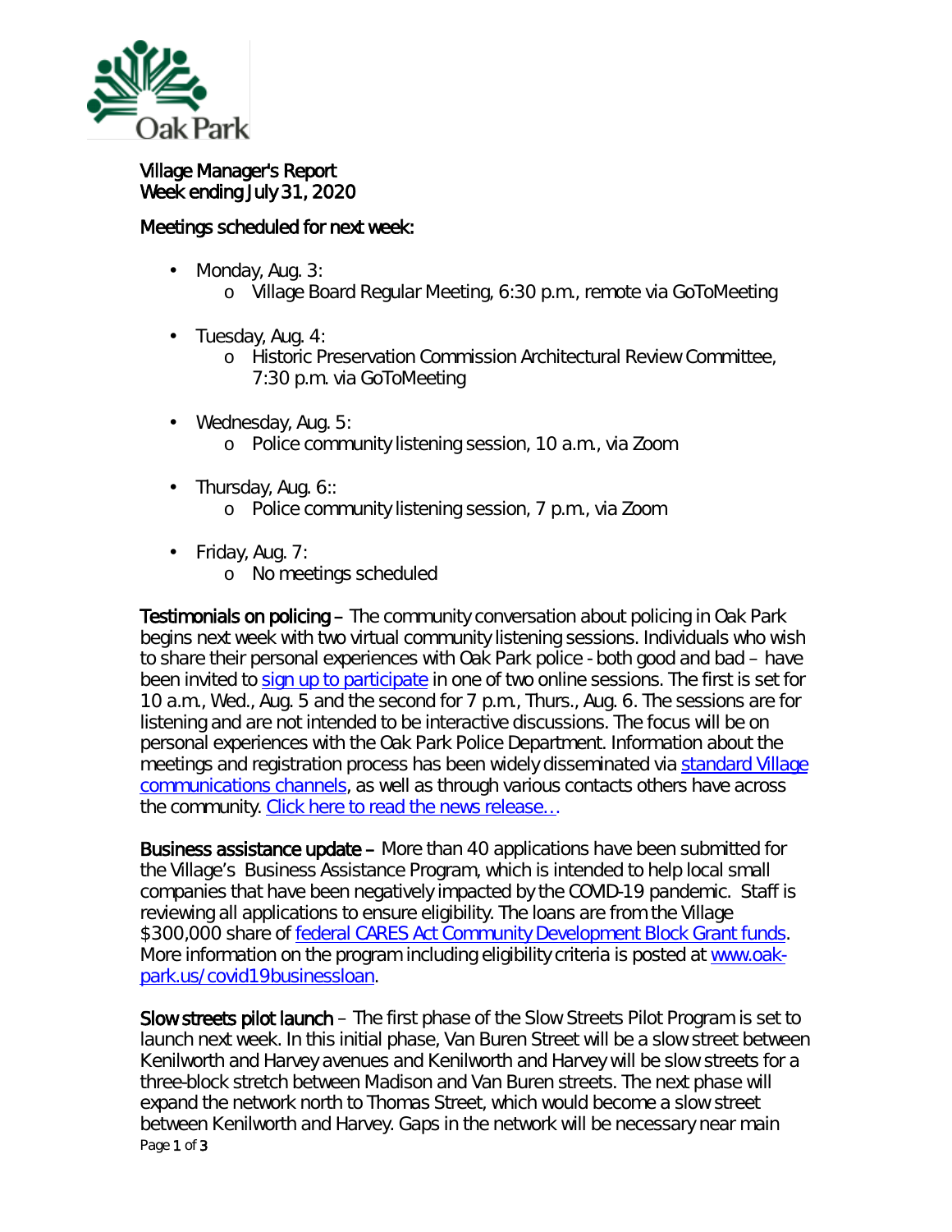# Village Manager's Report
## Week ending July 31, 2020

### Meetings scheduled for next week:

- Monday, Aug. 3:
  - Village Board Regular Meeting, 6:30 p.m., remote via GoToMeeting
- Tuesday, Aug. 4:
  - Historic Preservation Commission Architectural Review Committee, 7:30 p.m. via GoToMeeting
- Wednesday, Aug. 5:
  - Police community listening session, 10 a.m., via Zoom
- Thursday, Aug. 6::
  - Police community listening session, 7 p.m., via Zoom
- Friday, Aug. 7:
  - No meetings scheduled

**Testimonials on policing** – The community conversation about policing in Oak Park begins next week with two virtual community listening sessions. Individuals who wish to share their personal experiences with Oak Park police - both good and bad – have been invited to sign up to participate in one of two online sessions. The first is set for 10 a.m., Wed., Aug. 5 and the second for 7 p.m., Thurs., Aug. 6. The sessions are for listening and are not intended to be interactive discussions. The focus will be on personal experiences with the Oak Park Police Department. Information about the meetings and registration process has been widely disseminated via standard Village communications channels, as well as through various contacts others have across the community. Click here to read the news release….

**Business assistance update** – More than 40 applications have been submitted for the Village's Business Assistance Program, which is intended to help local small companies that have been negatively impacted by the COVID-19 pandemic. Staff is reviewing all applications to ensure eligibility. The loans are from the Village $300,000 share of federal CARES Act Community Development Block Grant funds. More information on the program including eligibility criteria is posted at www.oak-park.us/covid19businessloan.

**Slow streets pilot launch** – The first phase of the Slow Streets Pilot Program is set to launch next week. In this initial phase, Van Buren Street will be a slow street between Kenilworth and Harvey avenues and Kenilworth and Harvey will be slow streets for a three-block stretch between Madison and Van Buren streets. The next phase will expand the network north to Thomas Street, which would become a slow street between Kenilworth and Harvey. Gaps in the network will be necessary near main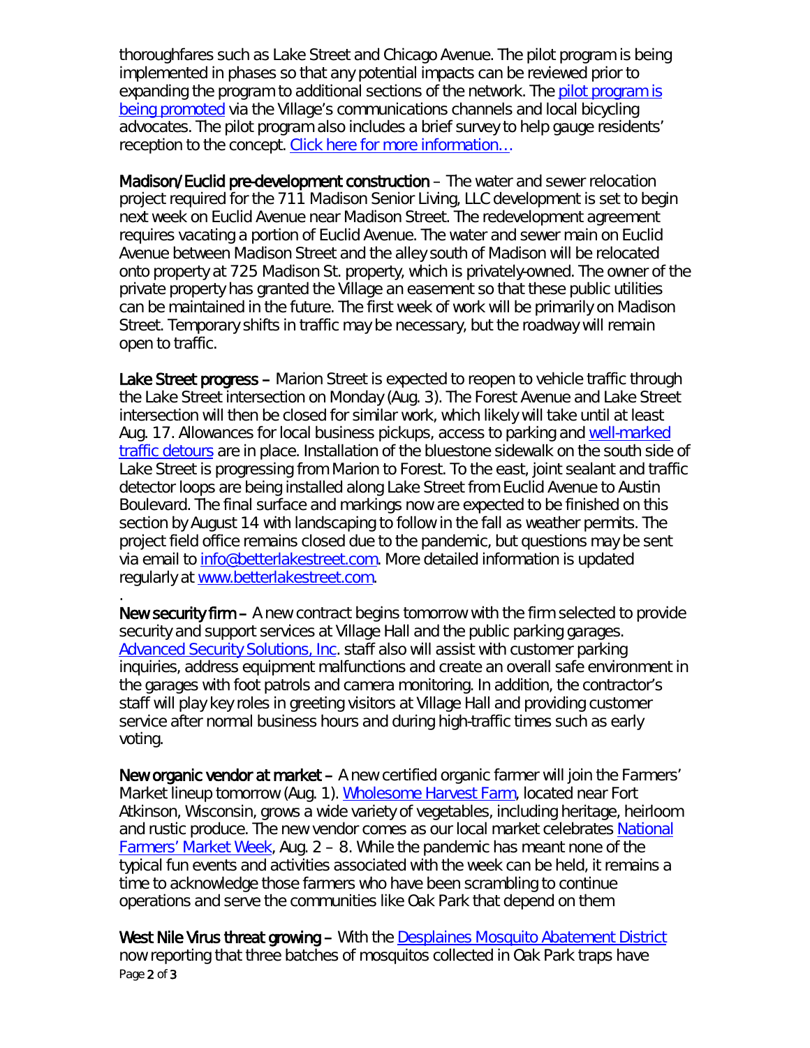thoroughfares such as Lake Street and Chicago Avenue. The pilot program is being implemented in phases so that any potential impacts can be reviewed prior to expanding the program to additional sections of the network. The pilot program is being promoted via the Village's communications channels and local bicycling advocates. The pilot program also includes a brief survey to help gauge residents' reception to the concept. Click here for more information…

**Madison/Euclid pre-development construction** – The water and sewer relocation project required for the 711 Madison Senior Living, LLC development is set to begin next week on Euclid Avenue near Madison Street. The redevelopment agreement requires vacating a portion of Euclid Avenue. The water and sewer main on Euclid Avenue between Madison Street and the alley south of Madison will be relocated onto property at 725 Madison St. property, which is privately-owned. The owner of the private property has granted the Village an easement so that these public utilities can be maintained in the future. The first week of work will be primarily on Madison Street. Temporary shifts in traffic may be necessary, but the roadway will remain open to traffic.

**Lake Street progress** – Marion Street is expected to reopen to vehicle traffic through the Lake Street intersection on Monday (Aug. 3). The Forest Avenue and Lake Street intersection will then be closed for similar work, which likely will take until at least Aug. 17. Allowances for local business pickups, access to parking and well-marked traffic detours are in place. Installation of the bluestone sidewalk on the south side of Lake Street is progressing from Marion to Forest. To the east, joint sealant and traffic detector loops are being installed along Lake Street from Euclid Avenue to Austin Boulevard. The final surface and markings now are expected to be finished on this section by August 14 with landscaping to follow in the fall as weather permits. The project field office remains closed due to the pandemic, but questions may be sent via email to info@betterlakestreet.com. More detailed information is updated regularly at www.betterlakestreet.com.

.

**New security firm** – A new contract begins tomorrow with the firm selected to provide security and support services at Village Hall and the public parking garages. Advanced Security Solutions, Inc. staff also will assist with customer parking inquiries, address equipment malfunctions and create an overall safe environment in the garages with foot patrols and camera monitoring. In addition, the contractor's staff will play key roles in greeting visitors at Village Hall and providing customer service after normal business hours and during high-traffic times such as early voting.

**New organic vendor at market** – A new certified organic farmer will join the Farmers' Market lineup tomorrow (Aug. 1). Wholesome Harvest Farm, located near Fort Atkinson, Wisconsin, grows a wide variety of vegetables, including heritage, heirloom and rustic produce. The new vendor comes as our local market celebrates National Farmers' Market Week, Aug. 2 – 8. While the pandemic has meant none of the typical fun events and activities associated with the week can be held, it remains a time to acknowledge those farmers who have been scrambling to continue operations and serve the communities like Oak Park that depend on them

**West Nile Virus threat growing** – With the Desplaines Mosquito Abatement District now reporting that three batches of mosquitos collected in Oak Park traps have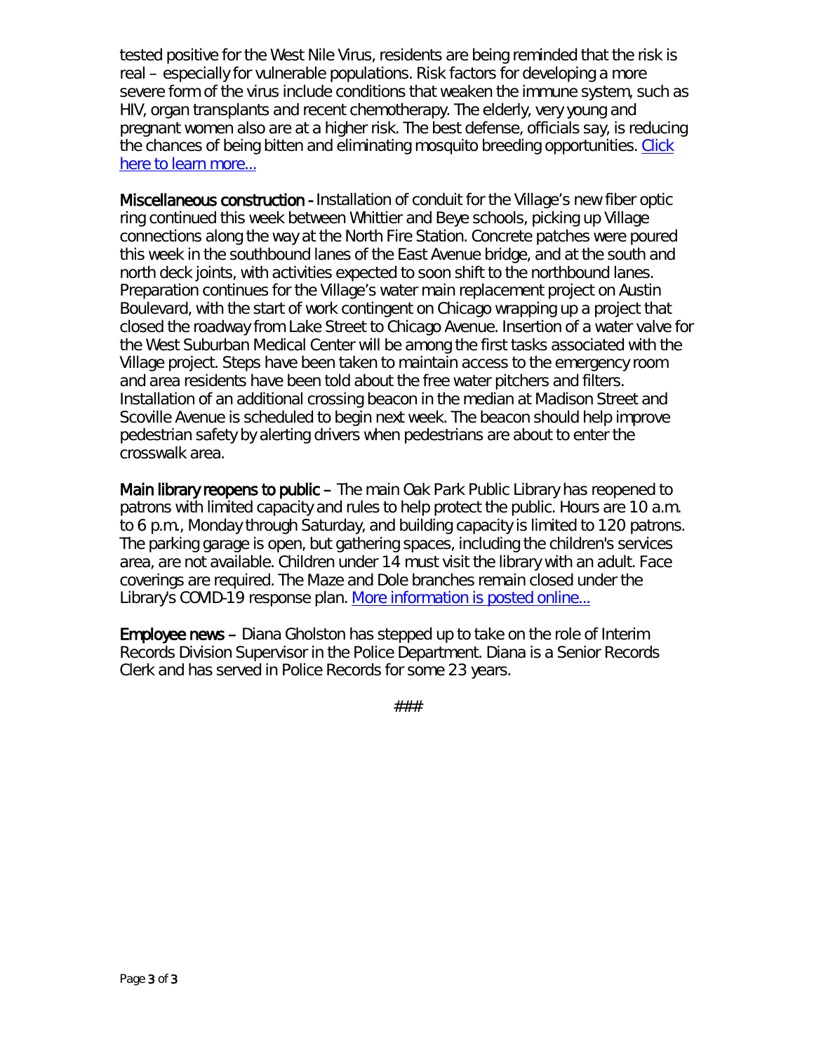tested positive for the West Nile Virus, residents are being reminded that the risk is real – especially for vulnerable populations. Risk factors for developing a more severe form of the virus include conditions that weaken the immune system, such as HIV, organ transplants and recent chemotherapy. The elderly, very young and pregnant women also are at a higher risk. The best defense, officials say, is reducing the chances of being bitten and eliminating mosquito breeding opportunities. Click here to learn more...

**Miscellaneous construction -** Installation of conduit for the Village's new fiber optic ring continued this week between Whittier and Beye schools, picking up Village connections along the way at the North Fire Station. Concrete patches were poured this week in the southbound lanes of the East Avenue bridge, and at the south and north deck joints, with activities expected to soon shift to the northbound lanes. Preparation continues for the Village's water main replacement project on Austin Boulevard, with the start of work contingent on Chicago wrapping up a project that closed the roadway from Lake Street to Chicago Avenue. Insertion of a water valve for the West Suburban Medical Center will be among the first tasks associated with the Village project. Steps have been taken to maintain access to the emergency room and area residents have been told about the free water pitchers and filters. Installation of an additional crossing beacon in the median at Madison Street and Scoville Avenue is scheduled to begin next week. The beacon should help improve pedestrian safety by alerting drivers when pedestrians are about to enter the crosswalk area.

**Main library reopens to public –** The main Oak Park Public Library has reopened to patrons with limited capacity and rules to help protect the public. Hours are 10 a.m. to 6 p.m., Monday through Saturday, and building capacity is limited to 120 patrons. The parking garage is open, but gathering spaces, including the children's services area, are not available. Children under 14 must visit the library with an adult. Face coverings are required. The Maze and Dole branches remain closed under the Library's COVID-19 response plan. More information is posted online...

**Employee news –** Diana Gholston has stepped up to take on the role of Interim Records Division Supervisor in the Police Department. Diana is a Senior Records Clerk and has served in Police Records for some 23 years.

###